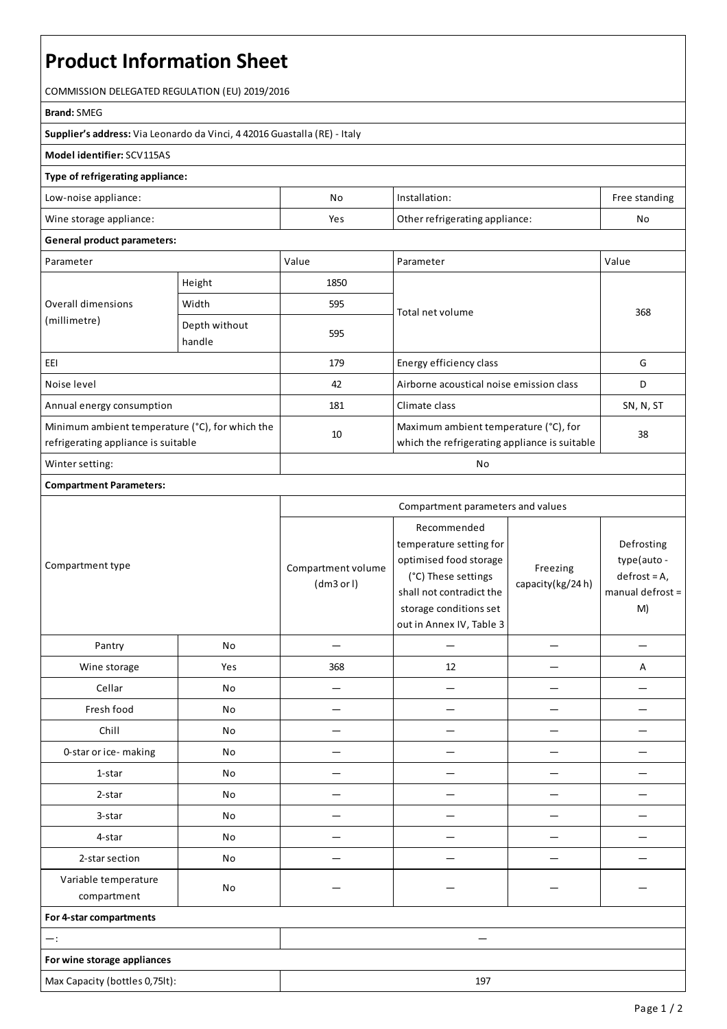# Product Information Sheet

COMMISSION DELEGATED REGULATION (EU) 2019/2016

**Brand:** SMEG

**Supplier's address:** Via Leonardo da Vinci, 4 42016 Guastalla (RE) - Italy

**Model identifier:** SCV115AS

**Type of refrigerating appliance:**

| | | | |
|---|---|---|---|
| Low-noise appliance: | No | Installation: | Free standing |
| Wine storage appliance: | Yes | Other refrigerating appliance: | No |

**General product parameters:**

| Parameter | | Value | Parameter | Value |
|---|---|---|---|---|
| Overall dimensions (millimetre) | Height | 1850 | Total net volume | 368 |
| | Width | 595 | | |
| | Depth without handle | 595 | | |
| EEI | | 179 | Energy efficiency class | G |
| Noise level | | 42 | Airborne acoustical noise emission class | D |
| Annual energy consumption | | 181 | Climate class | SN, N, ST |
| Minimum ambient temperature (°C), for which the refrigerating appliance is suitable | | 10 | Maximum ambient temperature (°C), for which the refrigerating appliance is suitable | 38 |
| Winter setting: | | No | | |

**Compartment Parameters:**

| Compartment type | | Compartment parameters and values | | | |
|---|---|---|---|---|---|
| | | Compartment volume (dm3 or l) | Recommended temperature setting for optimised food storage (°C) These settings shall not contradict the storage conditions set out in Annex IV, Table 3 | Freezing capacity(kg/24 h) | Defrosting type(auto - defrost = A, manual defrost = M) |
| Pantry | No | — | — | — | — |
| Wine storage | Yes | 368 | 12 | — | A |
| Cellar | No | — | — | — | — |
| Fresh food | No | — | — | — | — |
| Chill | No | — | — | — | — |
| 0-star or ice- making | No | — | — | — | — |
| 1-star | No | — | — | — | — |
| 2-star | No | — | — | — | — |
| 3-star | No | — | — | — | — |
| 4-star | No | — | — | — | — |
| 2-star section | No | — | — | — | — |
| Variable temperature compartment | No | — | — | — | — |

**For 4-star compartments**

| | |
|---|---|
| —: | — |

**For wine storage appliances**

| | |
|---|---|
| Max Capacity (bottles 0,75lt): | 197 |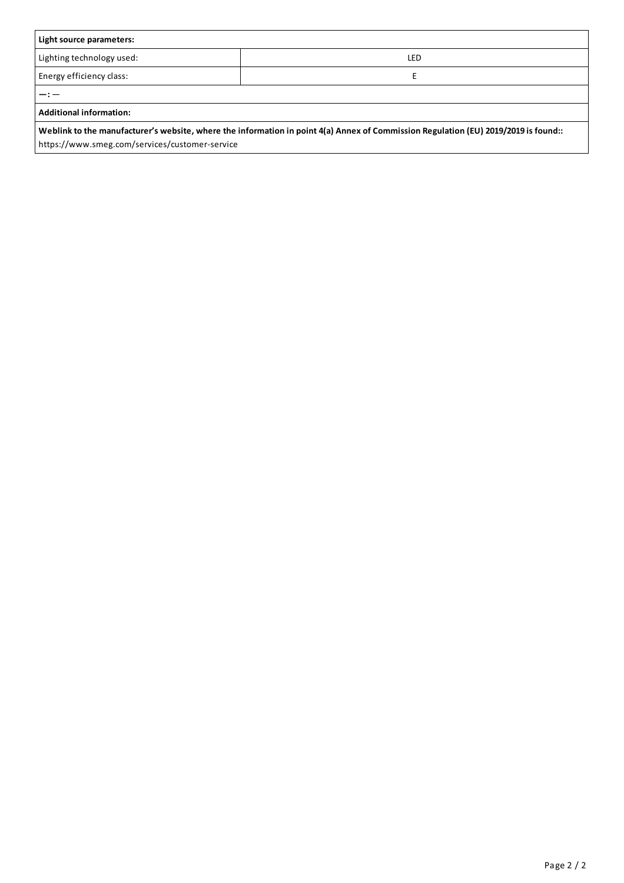| **Light source parameters:** | |
| --- | --- |
| Lighting technology used: | LED |
| Energy efficiency class: | E |
| **—: —** | |
| **Additional information:** | |

**Weblink to the manufacturer's website, where the information in point 4(a) Annex of Commission Regulation (EU) 2019/2019 is found::**
https://www.smeg.com/services/customer-service